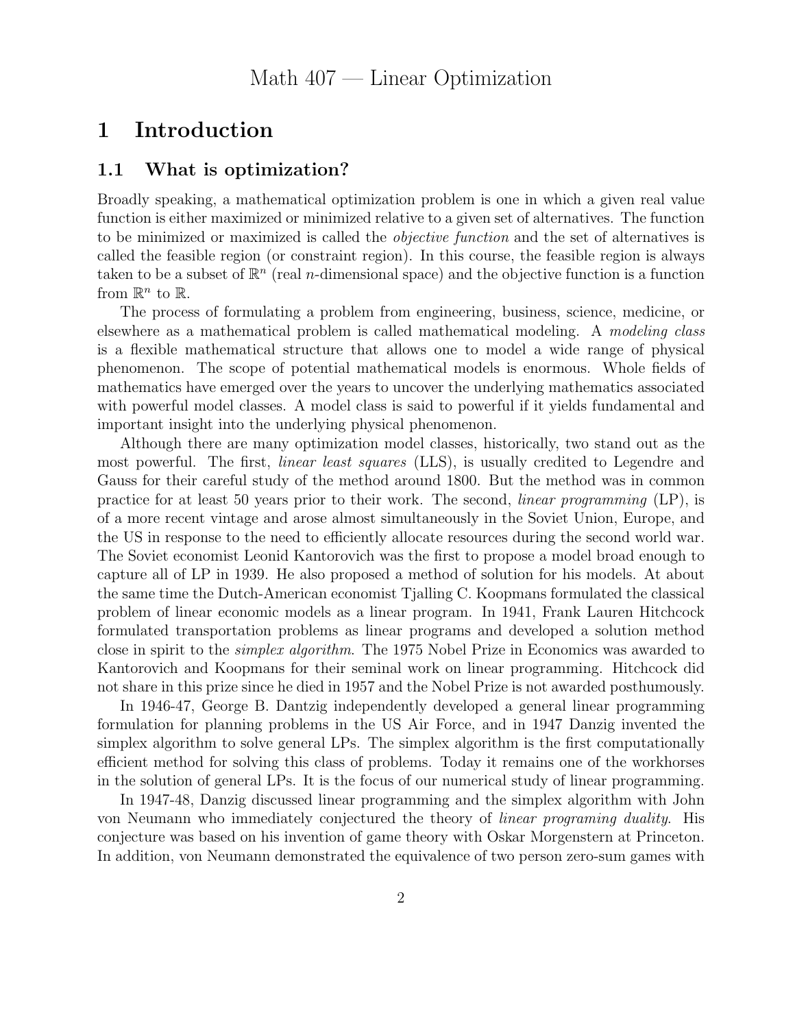# Math 407 — Linear Optimization

# 1 Introduction

## 1.1 What is optimization?

Broadly speaking, a mathematical optimization problem is one in which a given real value function is either maximized or minimized relative to a given set of alternatives. The function to be minimized or maximized is called the *objective function* and the set of alternatives is called the feasible region (or constraint region). In this course, the feasible region is always taken to be a subset of $\mathbb{R}^n$ (real $n$-dimensional space) and the objective function is a function from $\mathbb{R}^n$ to $\mathbb{R}$.

The process of formulating a problem from engineering, business, science, medicine, or elsewhere as a mathematical problem is called mathematical modeling. A *modeling class* is a flexible mathematical structure that allows one to model a wide range of physical phenomenon. The scope of potential mathematical models is enormous. Whole fields of mathematics have emerged over the years to uncover the underlying mathematics associated with powerful model classes. A model class is said to powerful if it yields fundamental and important insight into the underlying physical phenomenon.

Although there are many optimization model classes, historically, two stand out as the most powerful. The first, *linear least squares* (LLS), is usually credited to Legendre and Gauss for their careful study of the method around 1800. But the method was in common practice for at least 50 years prior to their work. The second, *linear programming* (LP), is of a more recent vintage and arose almost simultaneously in the Soviet Union, Europe, and the US in response to the need to efficiently allocate resources during the second world war. The Soviet economist Leonid Kantorovich was the first to propose a model broad enough to capture all of LP in 1939. He also proposed a method of solution for his models. At about the same time the Dutch-American economist Tjalling C. Koopmans formulated the classical problem of linear economic models as a linear program. In 1941, Frank Lauren Hitchcock formulated transportation problems as linear programs and developed a solution method close in spirit to the *simplex algorithm*. The 1975 Nobel Prize in Economics was awarded to Kantorovich and Koopmans for their seminal work on linear programming. Hitchcock did not share in this prize since he died in 1957 and the Nobel Prize is not awarded posthumously.

In 1946-47, George B. Danzig independently developed a general linear programming formulation for planning problems in the US Air Force, and in 1947 Danzig invented the simplex algorithm to solve general LPs. The simplex algorithm is the first computationally efficient method for solving this class of problems. Today it remains one of the workhorses in the solution of general LPs. It is the focus of our numerical study of linear programming.

In 1947-48, Danzig discussed linear programming and the simplex algorithm with John von Neumann who immediately conjectured the theory of *linear programing duality*. His conjecture was based on his invention of game theory with Oskar Morgenstern at Princeton. In addition, von Neumann demonstrated the equivalence of two person zero-sum games with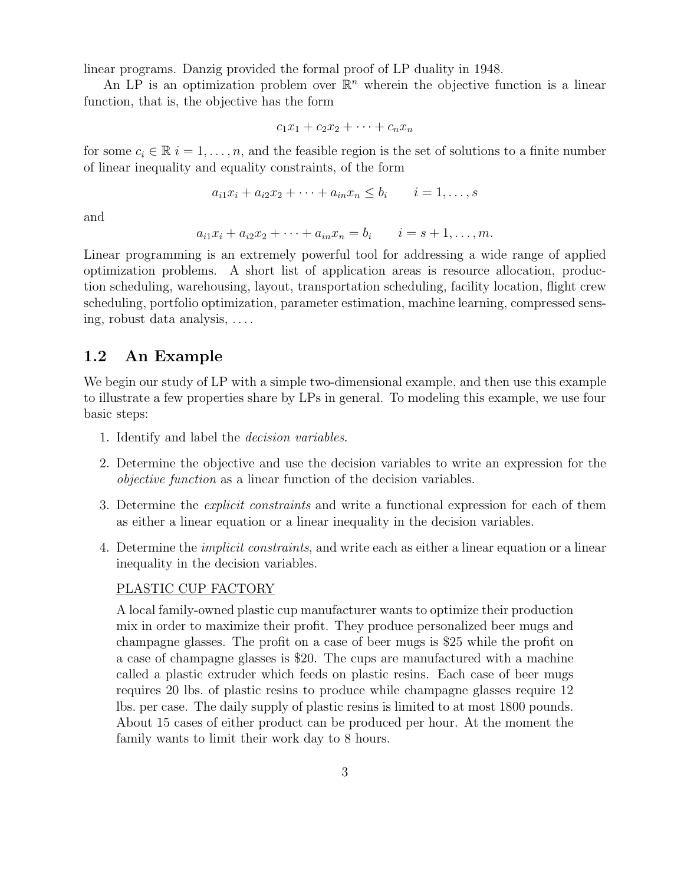linear programs. Danzig provided the formal proof of LP duality in 1948.

An LP is an optimization problem over $\mathbb{R}^n$ wherein the objective function is a linear function, that is, the objective has the form

$$c_1x_1 + c_2x_2 + \cdots + c_nx_n$$

for some $c_i \in \mathbb{R}$ $i = 1, \ldots, n$, and the feasible region is the set of solutions to a finite number of linear inequality and equality constraints, of the form

$$a_{i1}x_i + a_{i2}x_2 + \cdots + a_{in}x_n \leq b_i \qquad i = 1, \ldots, s$$

and

$$a_{i1}x_i + a_{i2}x_2 + \cdots + a_{in}x_n = b_i \qquad i = s+1, \ldots, m.$$

Linear programming is an extremely powerful tool for addressing a wide range of applied optimization problems. A short list of application areas is resource allocation, production scheduling, warehousing, layout, transportation scheduling, facility location, flight crew scheduling, portfolio optimization, parameter estimation, machine learning, compressed sensing, robust data analysis, ....

## 1.2 An Example

We begin our study of LP with a simple two-dimensional example, and then use this example to illustrate a few properties share by LPs in general. To modeling this example, we use four basic steps:

1. Identify and label the *decision variables*.
2. Determine the objective and use the decision variables to write an expression for the *objective function* as a linear function of the decision variables.
3. Determine the *explicit constraints* and write a functional expression for each of them as either a linear equation or a linear inequality in the decision variables.
4. Determine the *implicit constraints*, and write each as either a linear equation or a linear inequality in the decision variables.

<u>PLASTIC CUP FACTORY</u>

A local family-owned plastic cup manufacturer wants to optimize their production mix in order to maximize their profit. They produce personalized beer mugs and champagne glasses. The profit on a case of beer mugs is \$25 while the profit on a case of champagne glasses is \$20. The cups are manufactured with a machine called a plastic extruder which feeds on plastic resins. Each case of beer mugs requires 20 lbs. of plastic resins to produce while champagne glasses require 12 lbs. per case. The daily supply of plastic resins is limited to at most 1800 pounds. About 15 cases of either product can be produced per hour. At the moment the family wants to limit their work day to 8 hours.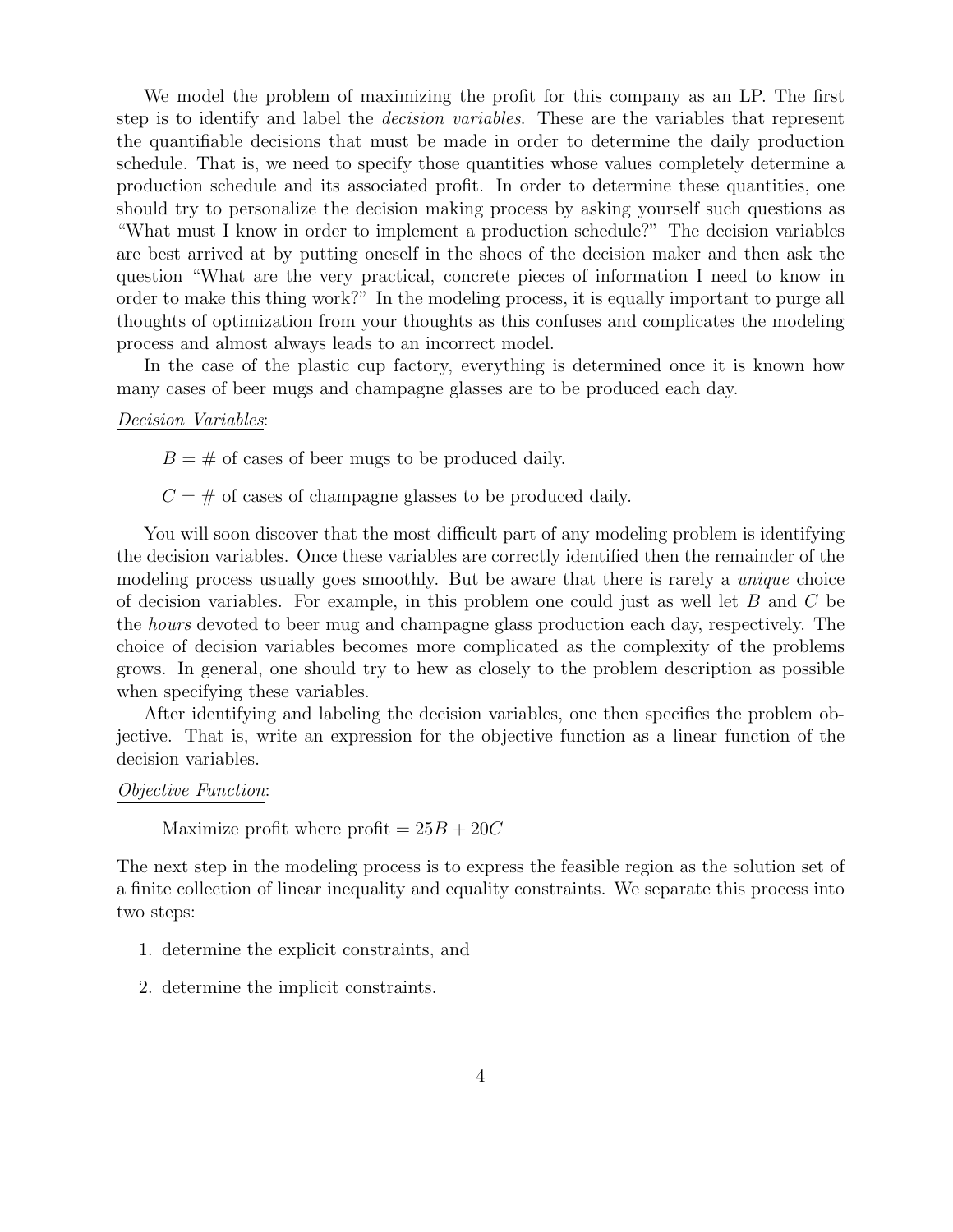We model the problem of maximizing the profit for this company as an LP. The first step is to identify and label the *decision variables*. These are the variables that represent the quantifiable decisions that must be made in order to determine the daily production schedule. That is, we need to specify those quantities whose values completely determine a production schedule and its associated profit. In order to determine these quantities, one should try to personalize the decision making process by asking yourself such questions as "What must I know in order to implement a production schedule?" The decision variables are best arrived at by putting oneself in the shoes of the decision maker and then ask the question "What are the very practical, concrete pieces of information I need to know in order to make this thing work?" In the modeling process, it is equally important to purge all thoughts of optimization from your thoughts as this confuses and complicates the modeling process and almost always leads to an incorrect model.

In the case of the plastic cup factory, everything is determined once it is known how many cases of beer mugs and champagne glasses are to be produced each day.

*Decision Variables*:

$B = \#$ of cases of beer mugs to be produced daily.

$C = \#$ of cases of champagne glasses to be produced daily.

You will soon discover that the most difficult part of any modeling problem is identifying the decision variables. Once these variables are correctly identified then the remainder of the modeling process usually goes smoothly. But be aware that there is rarely a *unique* choice of decision variables. For example, in this problem one could just as well let $B$ and $C$ be the *hours* devoted to beer mug and champagne glass production each day, respectively. The choice of decision variables becomes more complicated as the complexity of the problems grows. In general, one should try to hew as closely to the problem description as possible when specifying these variables.

After identifying and labeling the decision variables, one then specifies the problem objective. That is, write an expression for the objective function as a linear function of the decision variables.

*Objective Function*:

Maximize profit where profit $= 25B + 20C$

The next step in the modeling process is to express the feasible region as the solution set of a finite collection of linear inequality and equality constraints. We separate this process into two steps:

1. determine the explicit constraints, and
2. determine the implicit constraints.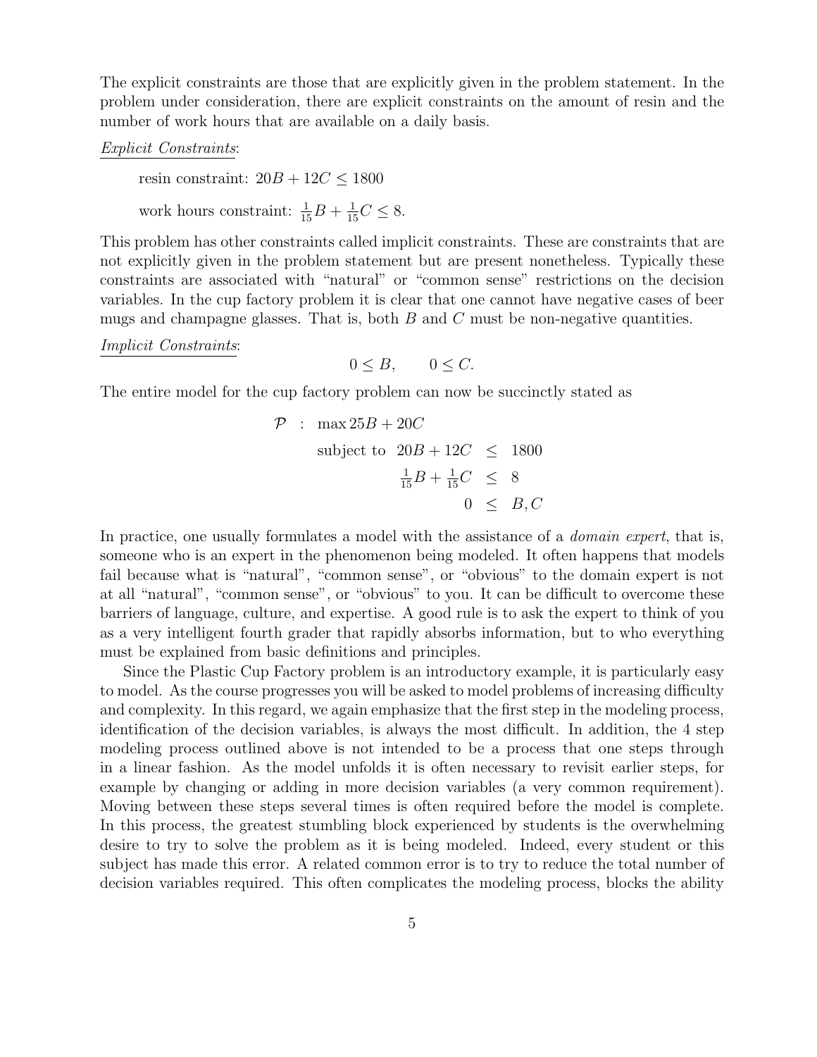The explicit constraints are those that are explicitly given in the problem statement. In the problem under consideration, there are explicit constraints on the amount of resin and the number of work hours that are available on a daily basis.

*Explicit Constraints*:

resin constraint: $20B + 12C \leq 1800$

work hours constraint: $\frac{1}{15}B + \frac{1}{15}C \leq 8.$

This problem has other constraints called implicit constraints. These are constraints that are not explicitly given in the problem statement but are present nonetheless. Typically these constraints are associated with "natural" or "common sense" restrictions on the decision variables. In the cup factory problem it is clear that one cannot have negative cases of beer mugs and champagne glasses. That is, both $B$ and $C$ must be non-negative quantities.

*Implicit Constraints*:

$$0 \leq B, \qquad 0 \leq C.$$

The entire model for the cup factory problem can now be succinctly stated as

$$\begin{array}{rlrcl} \mathcal{P} & : & \max 25B + 20C & & \\ & & \text{subject to } \; 20B + 12C & \leq & 1800 \\ & & \frac{1}{15}B + \frac{1}{15}C & \leq & 8 \\ & & 0 & \leq & B, C \end{array}$$

In practice, one usually formulates a model with the assistance of a *domain expert*, that is, someone who is an expert in the phenomenon being modeled. It often happens that models fail because what is "natural", "common sense", or "obvious" to the domain expert is not at all "natural", "common sense", or "obvious" to you. It can be difficult to overcome these barriers of language, culture, and expertise. A good rule is to ask the expert to think of you as a very intelligent fourth grader that rapidly absorbs information, but to who everything must be explained from basic definitions and principles.

Since the Plastic Cup Factory problem is an introductory example, it is particularly easy to model. As the course progresses you will be asked to model problems of increasing difficulty and complexity. In this regard, we again emphasize that the first step in the modeling process, identification of the decision variables, is always the most difficult. In addition, the 4 step modeling process outlined above is not intended to be a process that one steps through in a linear fashion. As the model unfolds it is often necessary to revisit earlier steps, for example by changing or adding in more decision variables (a very common requirement). Moving between these steps several times is often required before the model is complete. In this process, the greatest stumbling block experienced by students is the overwhelming desire to try to solve the problem as it is being modeled. Indeed, every student or this subject has made this error. A related common error is to try to reduce the total number of decision variables required. This often complicates the modeling process, blocks the ability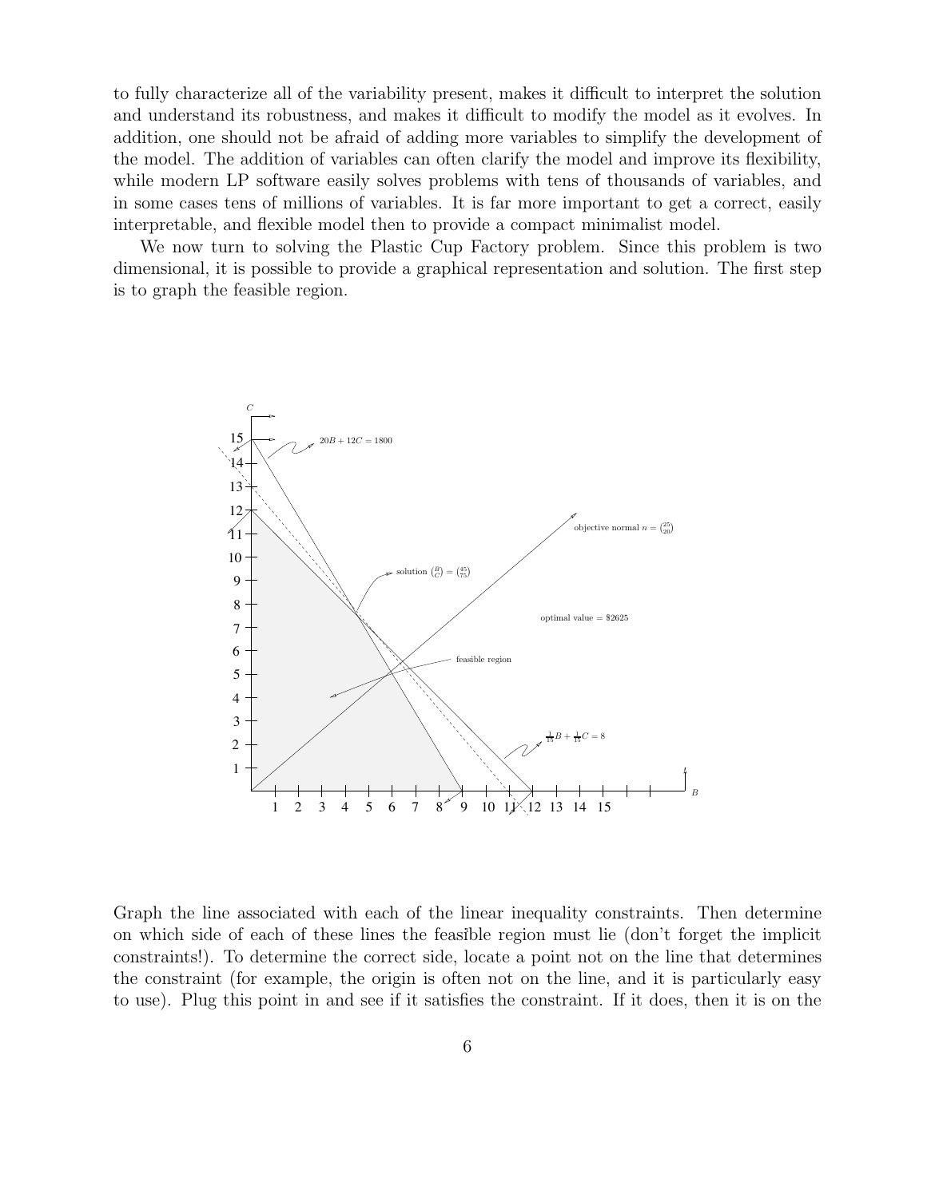to fully characterize all of the variability present, makes it difficult to interpret the solution and understand its robustness, and makes it difficult to modify the model as it evolves. In addition, one should not be afraid of adding more variables to simplify the development of the model. The addition of variables can often clarify the model and improve its flexibility, while modern LP software easily solves problems with tens of thousands of variables, and in some cases tens of millions of variables. It is far more important to get a correct, easily interpretable, and flexible model then to provide a compact minimalist model.

We now turn to solving the Plastic Cup Factory problem. Since this problem is two dimensional, it is possible to provide a graphical representation and solution. The first step is to graph the feasible region.

Graph the line associated with each of the linear inequality constraints. Then determine on which side of each of these lines the feasible region must lie (don't forget the implicit constraints!). To determine the correct side, locate a point not on the line that determines the constraint (for example, the origin is often not on the line, and it is particularly easy to use). Plug this point in and see if it satisfies the constraint. If it does, then it is on the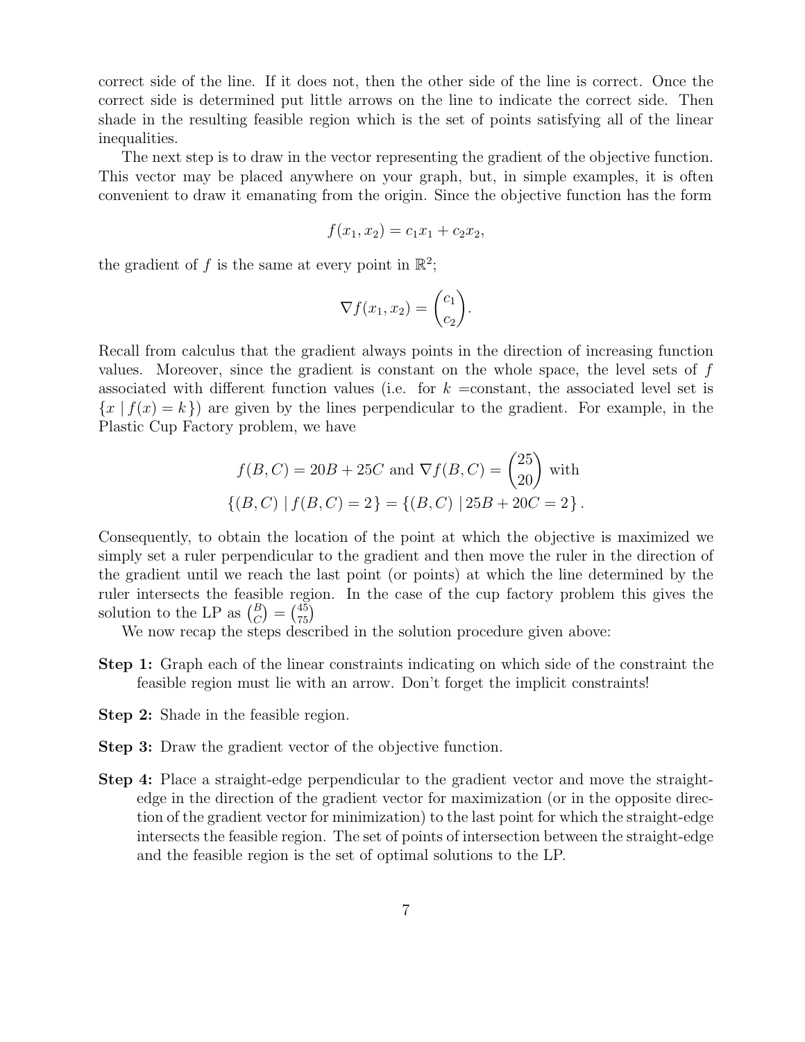correct side of the line. If it does not, then the other side of the line is correct. Once the correct side is determined put little arrows on the line to indicate the correct side. Then shade in the resulting feasible region which is the set of points satisfying all of the linear inequalities.

The next step is to draw in the vector representing the gradient of the objective function. This vector may be placed anywhere on your graph, but, in simple examples, it is often convenient to draw it emanating from the origin. Since the objective function has the form

$$f(x_1, x_2) = c_1 x_1 + c_2 x_2,$$

the gradient of $f$ is the same at every point in $\mathbb{R}^2$;

$$\nabla f(x_1, x_2) = \begin{pmatrix} c_1 \\ c_2 \end{pmatrix}.$$

Recall from calculus that the gradient always points in the direction of increasing function values. Moreover, since the gradient is constant on the whole space, the level sets of $f$ associated with different function values (i.e. for $k$ =constant, the associated level set is $\{x \mid f(x) = k\}$) are given by the lines perpendicular to the gradient. For example, in the Plastic Cup Factory problem, we have

$$f(B, C) = 20B + 25C \text{ and } \nabla f(B, C) = \begin{pmatrix} 25 \\ 20 \end{pmatrix} \text{ with}$$
$$\{(B, C) \mid f(B, C) = 2\} = \{(B, C) \mid 25B + 20C = 2\}.$$

Consequently, to obtain the location of the point at which the objective is maximized we simply set a ruler perpendicular to the gradient and then move the ruler in the direction of the gradient until we reach the last point (or points) at which the line determined by the ruler intersects the feasible region. In the case of the cup factory problem this gives the solution to the LP as $\binom{B}{C} = \binom{45}{75}$

We now recap the steps described in the solution procedure given above:

**Step 1:** Graph each of the linear constraints indicating on which side of the constraint the feasible region must lie with an arrow. Don't forget the implicit constraints!

**Step 2:** Shade in the feasible region.

**Step 3:** Draw the gradient vector of the objective function.

**Step 4:** Place a straight-edge perpendicular to the gradient vector and move the straight-edge in the direction of the gradient vector for maximization (or in the opposite direction of the gradient vector for minimization) to the last point for which the straight-edge intersects the feasible region. The set of points of intersection between the straight-edge and the feasible region is the set of optimal solutions to the LP.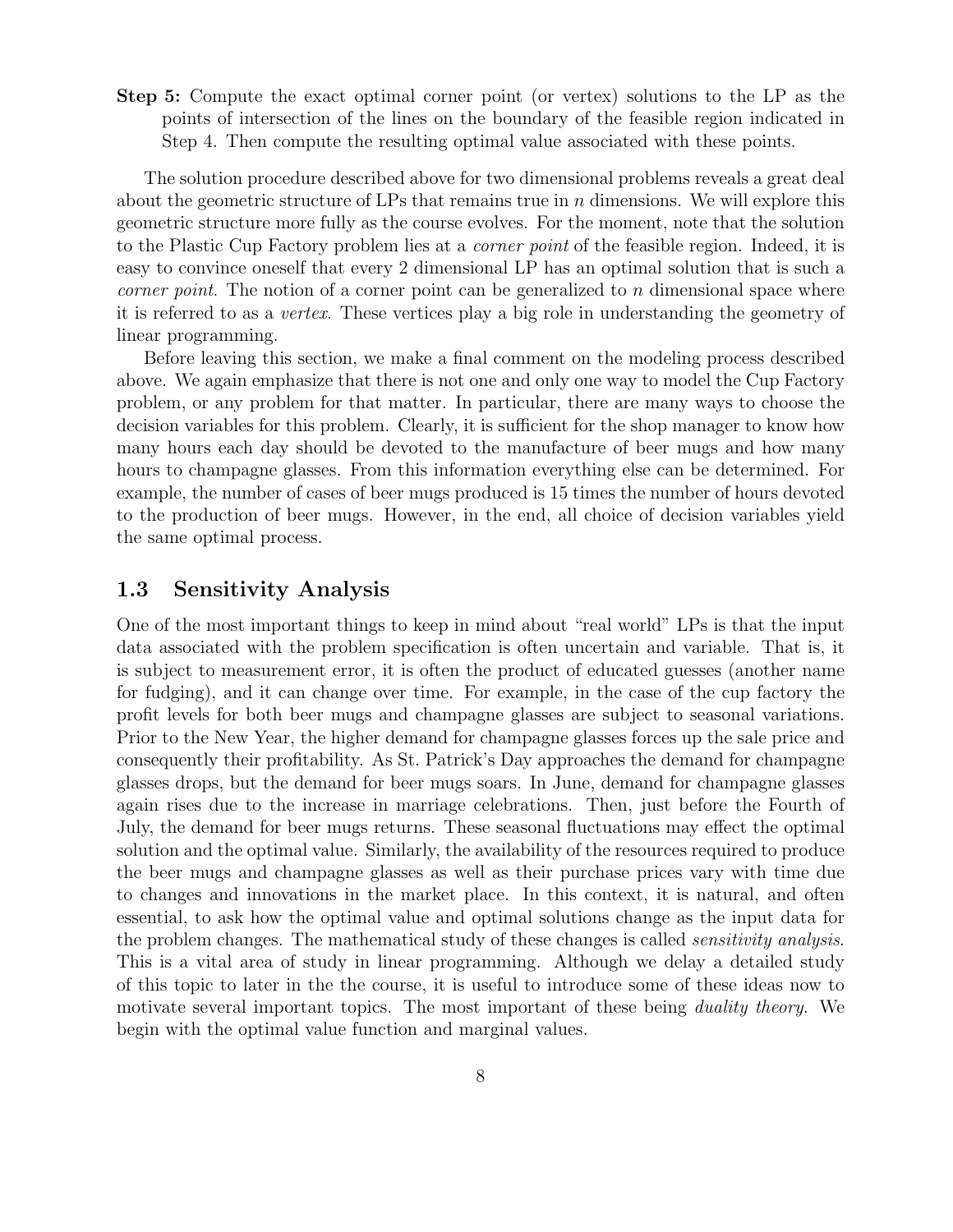**Step 5:** Compute the exact optimal corner point (or vertex) solutions to the LP as the points of intersection of the lines on the boundary of the feasible region indicated in Step 4. Then compute the resulting optimal value associated with these points.

The solution procedure described above for two dimensional problems reveals a great deal about the geometric structure of LPs that remains true in $n$ dimensions. We will explore this geometric structure more fully as the course evolves. For the moment, note that the solution to the Plastic Cup Factory problem lies at a *corner point* of the feasible region. Indeed, it is easy to convince oneself that every 2 dimensional LP has an optimal solution that is such a *corner point*. The notion of a corner point can be generalized to $n$ dimensional space where it is referred to as a *vertex*. These vertices play a big role in understanding the geometry of linear programming.

Before leaving this section, we make a final comment on the modeling process described above. We again emphasize that there is not one and only one way to model the Cup Factory problem, or any problem for that matter. In particular, there are many ways to choose the decision variables for this problem. Clearly, it is sufficient for the shop manager to know how many hours each day should be devoted to the manufacture of beer mugs and how many hours to champagne glasses. From this information everything else can be determined. For example, the number of cases of beer mugs produced is 15 times the number of hours devoted to the production of beer mugs. However, in the end, all choice of decision variables yield the same optimal process.

## 1.3 Sensitivity Analysis

One of the most important things to keep in mind about "real world" LPs is that the input data associated with the problem specification is often uncertain and variable. That is, it is subject to measurement error, it is often the product of educated guesses (another name for fudging), and it can change over time. For example, in the case of the cup factory the profit levels for both beer mugs and champagne glasses are subject to seasonal variations. Prior to the New Year, the higher demand for champagne glasses forces up the sale price and consequently their profitability. As St. Patrick's Day approaches the demand for champagne glasses drops, but the demand for beer mugs soars. In June, demand for champagne glasses again rises due to the increase in marriage celebrations. Then, just before the Fourth of July, the demand for beer mugs returns. These seasonal fluctuations may effect the optimal solution and the optimal value. Similarly, the availability of the resources required to produce the beer mugs and champagne glasses as well as their purchase prices vary with time due to changes and innovations in the market place. In this context, it is natural, and often essential, to ask how the optimal value and optimal solutions change as the input data for the problem changes. The mathematical study of these changes is called *sensitivity analysis*. This is a vital area of study in linear programming. Although we delay a detailed study of this topic to later in the the course, it is useful to introduce some of these ideas now to motivate several important topics. The most important of these being *duality theory*. We begin with the optimal value function and marginal values.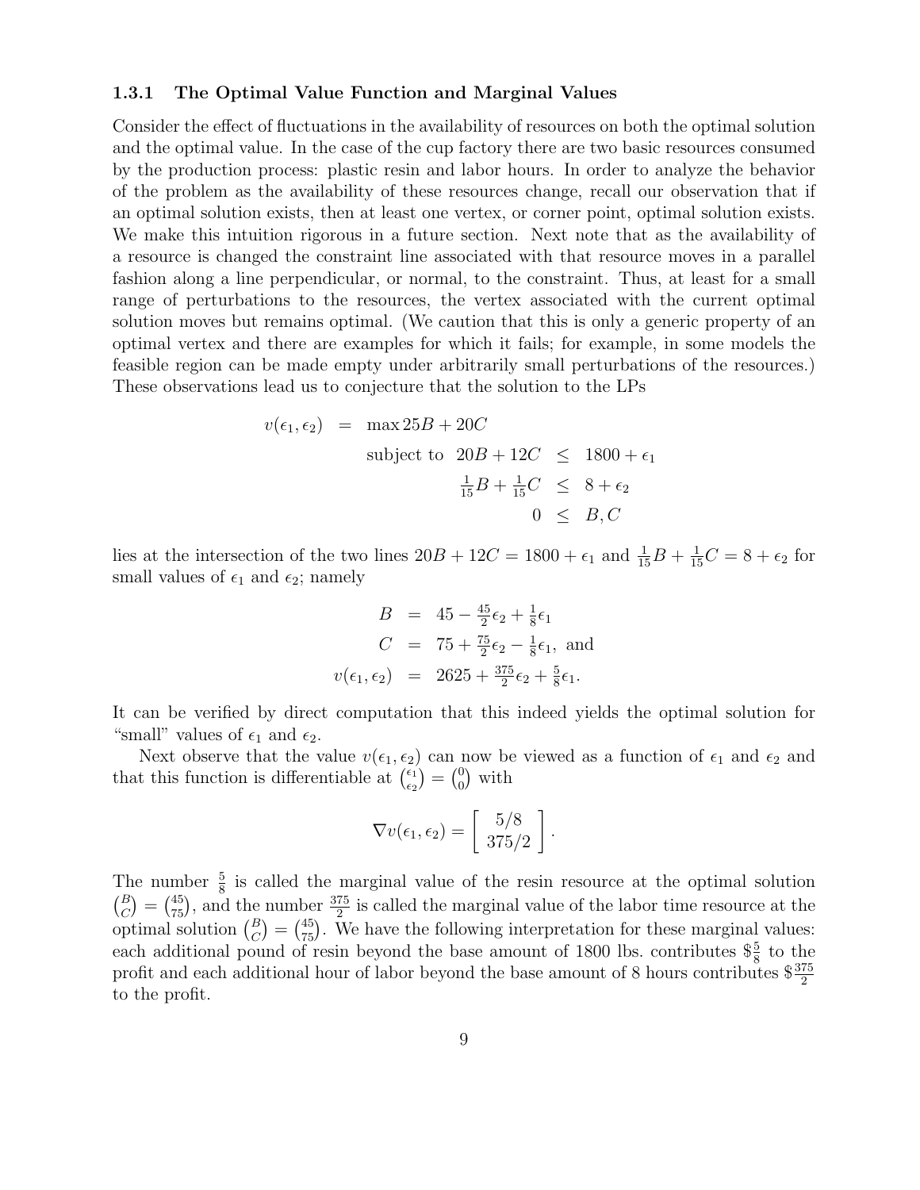### 1.3.1 The Optimal Value Function and Marginal Values

Consider the effect of fluctuations in the availability of resources on both the optimal solution and the optimal value. In the case of the cup factory there are two basic resources consumed by the production process: plastic resin and labor hours. In order to analyze the behavior of the problem as the availability of these resources change, recall our observation that if an optimal solution exists, then at least one vertex, or corner point, optimal solution exists. We make this intuition rigorous in a future section. Next note that as the availability of a resource is changed the constraint line associated with that resource moves in a parallel fashion along a line perpendicular, or normal, to the constraint. Thus, at least for a small range of perturbations to the resources, the vertex associated with the current optimal solution moves but remains optimal. (We caution that this is only a generic property of an optimal vertex and there are examples for which it fails; for example, in some models the feasible region can be made empty under arbitrarily small perturbations of the resources.) These observations lead us to conjecture that the solution to the LPs

$$
\begin{array}{rcl}
v(\epsilon_1, \epsilon_2) & = & \max 25B + 20C \\
& & \text{subject to } \; 20B + 12C \;\leq\; 1800 + \epsilon_1 \\
& & \qquad \frac{1}{15}B + \frac{1}{15}C \;\leq\; 8 + \epsilon_2 \\
& & \qquad\qquad 0 \;\leq\; B, C
\end{array}
$$

lies at the intersection of the two lines $20B + 12C = 1800 + \epsilon_1$ and $\frac{1}{15}B + \frac{1}{15}C = 8 + \epsilon_2$ for small values of $\epsilon_1$ and $\epsilon_2$; namely

$$
\begin{array}{rcl}
B & = & 45 - \frac{45}{2}\epsilon_2 + \frac{1}{8}\epsilon_1 \\
C & = & 75 + \frac{75}{2}\epsilon_2 - \frac{1}{8}\epsilon_1, \text{ and} \\
v(\epsilon_1, \epsilon_2) & = & 2625 + \frac{375}{2}\epsilon_2 + \frac{5}{8}\epsilon_1.
\end{array}
$$

It can be verified by direct computation that this indeed yields the optimal solution for "small" values of $\epsilon_1$ and $\epsilon_2$.

Next observe that the value $v(\epsilon_1, \epsilon_2)$ can now be viewed as a function of $\epsilon_1$ and $\epsilon_2$ and that this function is differentiable at $\binom{\epsilon_1}{\epsilon_2} = \binom{0}{0}$ with

$$
\nabla v(\epsilon_1, \epsilon_2) = \begin{bmatrix} 5/8 \\ 375/2 \end{bmatrix}.
$$

The number $\frac{5}{8}$ is called the marginal value of the resin resource at the optimal solution $\binom{B}{C} = \binom{45}{75}$, and the number $\frac{375}{2}$ is called the marginal value of the labor time resource at the optimal solution $\binom{B}{C} = \binom{45}{75}$. We have the following interpretation for these marginal values: each additional pound of resin beyond the base amount of 1800 lbs. contributes $\$\frac{5}{8}$ to the profit and each additional hour of labor beyond the base amount of 8 hours contributes $\$\frac{375}{2}$ to the profit.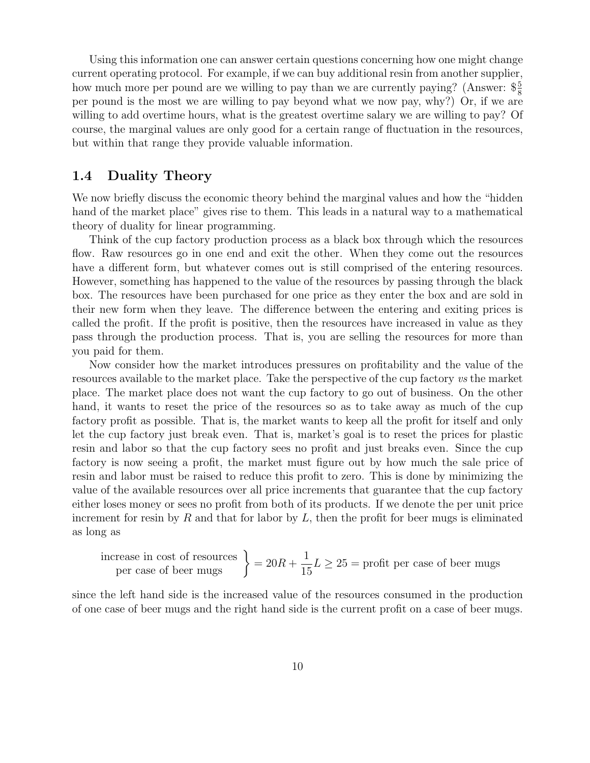Using this information one can answer certain questions concerning how one might change current operating protocol. For example, if we can buy additional resin from another supplier, how much more per pound are we willing to pay than we are currently paying? (Answer: $\$\frac{5}{8}$ per pound is the most we are willing to pay beyond what we now pay, why?) Or, if we are willing to add overtime hours, what is the greatest overtime salary we are willing to pay? Of course, the marginal values are only good for a certain range of fluctuation in the resources, but within that range they provide valuable information.

## 1.4 Duality Theory

We now briefly discuss the economic theory behind the marginal values and how the "hidden hand of the market place" gives rise to them. This leads in a natural way to a mathematical theory of duality for linear programming.

Think of the cup factory production process as a black box through which the resources flow. Raw resources go in one end and exit the other. When they come out the resources have a different form, but whatever comes out is still comprised of the entering resources. However, something has happened to the value of the resources by passing through the black box. The resources have been purchased for one price as they enter the box and are sold in their new form when they leave. The difference between the entering and exiting prices is called the profit. If the profit is positive, then the resources have increased in value as they pass through the production process. That is, you are selling the resources for more than you paid for them.

Now consider how the market introduces pressures on profitability and the value of the resources available to the market place. Take the perspective of the cup factory *vs* the market place. The market place does not want the cup factory to go out of business. On the other hand, it wants to reset the price of the resources so as to take away as much of the cup factory profit as possible. That is, the market wants to keep all the profit for itself and only let the cup factory just break even. That is, market's goal is to reset the prices for plastic resin and labor so that the cup factory sees no profit and just breaks even. Since the cup factory is now seeing a profit, the market must figure out by how much the sale price of resin and labor must be raised to reduce this profit to zero. This is done by minimizing the value of the available resources over all price increments that guarantee that the cup factory either loses money or sees no profit from both of its products. If we denote the per unit price increment for resin by $R$ and that for labor by $L$, then the profit for beer mugs is eliminated as long as

$$\left.\begin{array}{c}\text{increase in cost of resources}\\ \text{per case of beer mugs}\end{array}\right\} = 20R + \frac{1}{15}L \geq 25 = \text{profit per case of beer mugs}$$

since the left hand side is the increased value of the resources consumed in the production of one case of beer mugs and the right hand side is the current profit on a case of beer mugs.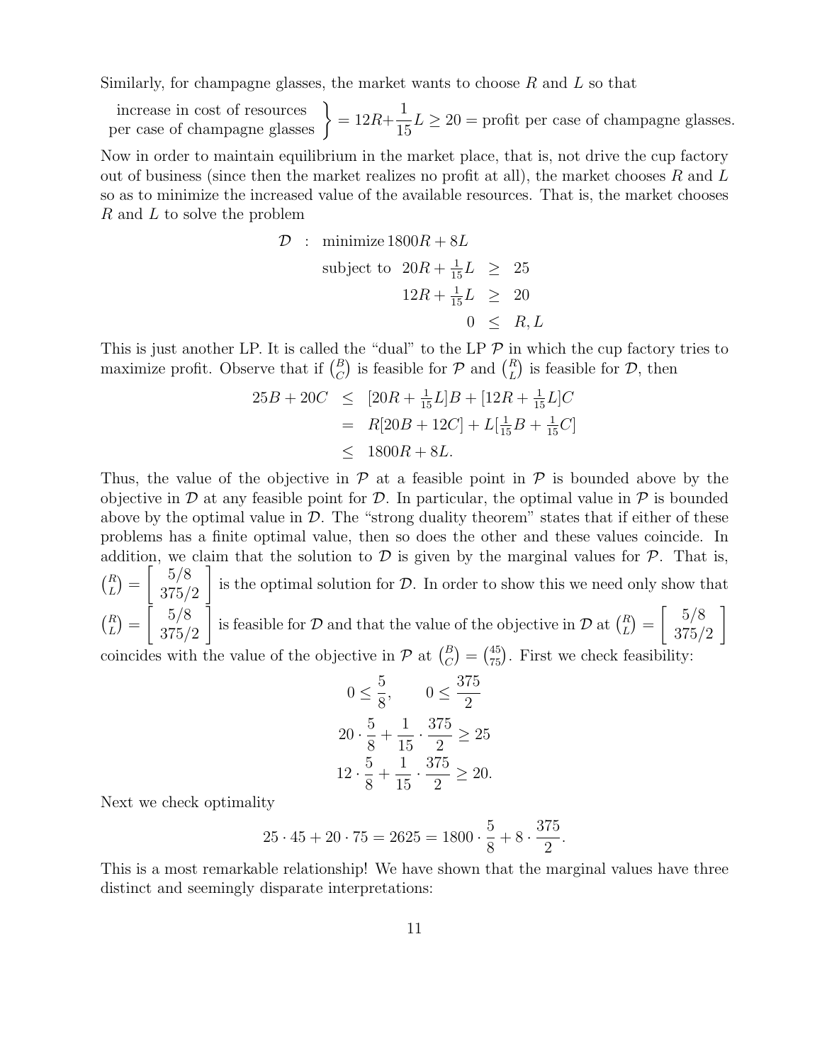Similarly, for champagne glasses, the market wants to choose $R$ and $L$ so that

$$\left.\begin{array}{c}\text{increase in cost of resources}\\ \text{per case of champagne glasses}\end{array}\right\} = 12R + \frac{1}{15}L \geq 20 = \text{profit per case of champagne glasses.}$$

Now in order to maintain equilibrium in the market place, that is, not drive the cup factory out of business (since then the market realizes no profit at all), the market chooses $R$ and $L$ so as to minimize the increased value of the available resources. That is, the market chooses $R$ and $L$ to solve the problem

$$\begin{array}{rrrcl}\mathcal{D} & : & \text{minimize } 1800R + 8L & & \\ & & \text{subject to } \; 20R + \frac{1}{15}L & \geq & 25 \\ & & 12R + \frac{1}{15}L & \geq & 20 \\ & & 0 & \leq & R, L\end{array}$$

This is just another LP. It is called the "dual" to the LP $\mathcal{P}$ in which the cup factory tries to maximize profit. Observe that if $\binom{B}{C}$ is feasible for $\mathcal{P}$ and $\binom{R}{L}$ is feasible for $\mathcal{D}$, then

$$\begin{array}{rcl}25B + 20C & \leq & [20R + \frac{1}{15}L]B + [12R + \frac{1}{15}L]C \\ & = & R[20B + 12C] + L[\frac{1}{15}B + \frac{1}{15}C] \\ & \leq & 1800R + 8L.\end{array}$$

Thus, the value of the objective in $\mathcal{P}$ at a feasible point in $\mathcal{P}$ is bounded above by the objective in $\mathcal{D}$ at any feasible point for $\mathcal{D}$. In particular, the optimal value in $\mathcal{P}$ is bounded above by the optimal value in $\mathcal{D}$. The "strong duality theorem" states that if either of these problems has a finite optimal value, then so does the other and these values coincide. In addition, we claim that the solution to $\mathcal{D}$ is given by the marginal values for $\mathcal{P}$. That is, $\binom{R}{L} = \begin{bmatrix} 5/8 \\ 375/2 \end{bmatrix}$ is the optimal solution for $\mathcal{D}$. In order to show this we need only show that $\binom{R}{L} = \begin{bmatrix} 5/8 \\ 375/2 \end{bmatrix}$ is feasible for $\mathcal{D}$ and that the value of the objective in $\mathcal{D}$ at $\binom{R}{L} = \begin{bmatrix} 5/8 \\ 375/2 \end{bmatrix}$ coincides with the value of the objective in $\mathcal{P}$ at $\binom{B}{C} = \binom{45}{75}$. First we check feasibility:

$$0 \leq \frac{5}{8}, \qquad 0 \leq \frac{375}{2}$$

$$20 \cdot \frac{5}{8} + \frac{1}{15} \cdot \frac{375}{2} \geq 25$$

$$12 \cdot \frac{5}{8} + \frac{1}{15} \cdot \frac{375}{2} \geq 20.$$

Next we check optimality

$$25 \cdot 45 + 20 \cdot 75 = 2625 = 1800 \cdot \frac{5}{8} + 8 \cdot \frac{375}{2}.$$

This is a most remarkable relationship! We have shown that the marginal values have three distinct and seemingly disparate interpretations: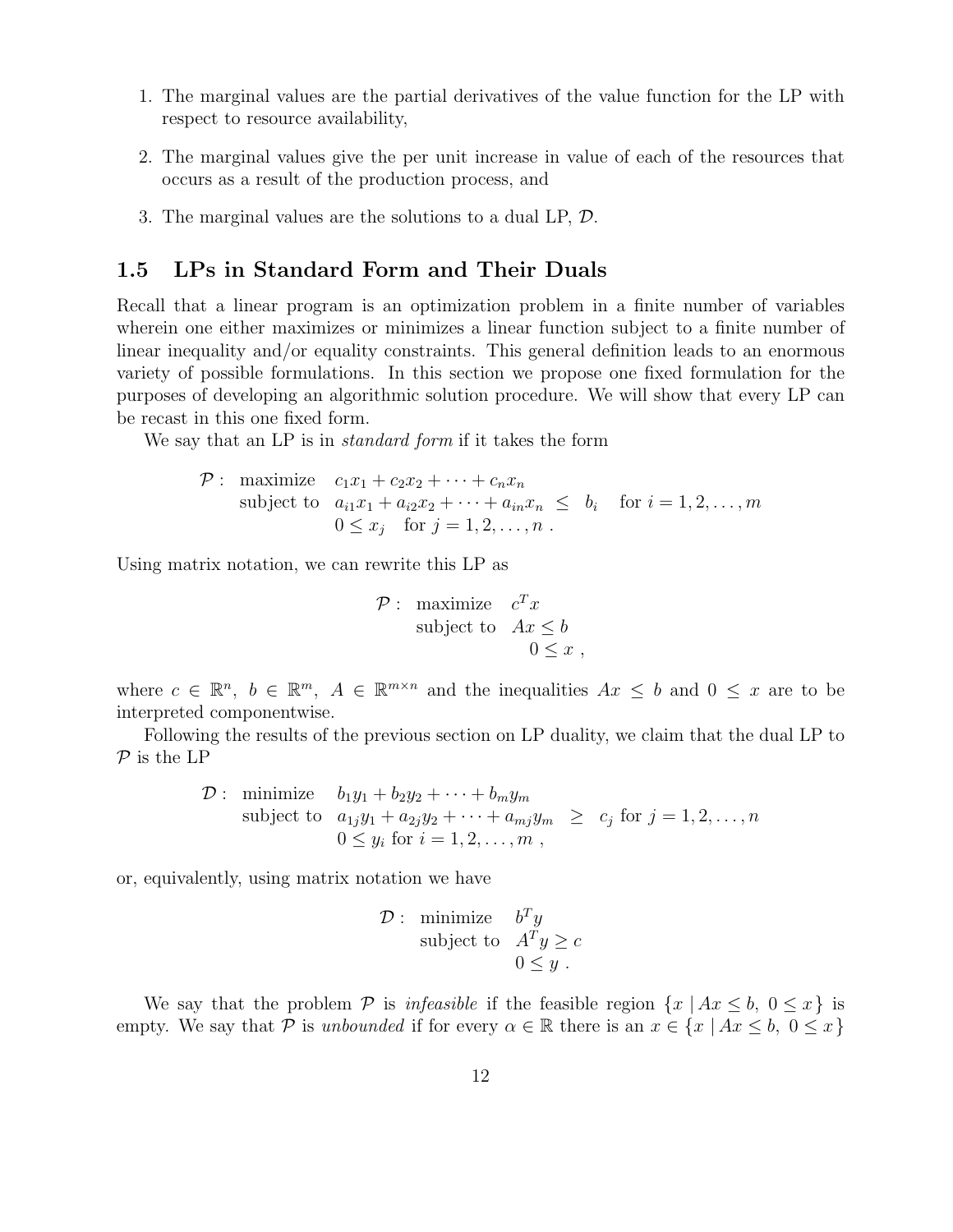1. The marginal values are the partial derivatives of the value function for the LP with respect to resource availability,

2. The marginal values give the per unit increase in value of each of the resources that occurs as a result of the production process, and

3. The marginal values are the solutions to a dual LP, $\mathcal{D}$.

## 1.5 LPs in Standard Form and Their Duals

Recall that a linear program is an optimization problem in a finite number of variables wherein one either maximizes or minimizes a linear function subject to a finite number of linear inequality and/or equality constraints. This general definition leads to an enormous variety of possible formulations. In this section we propose one fixed formulation for the purposes of developing an algorithmic solution procedure. We will show that every LP can be recast in this one fixed form.

We say that an LP is in *standard form* if it takes the form

$$
\begin{array}{lll}
\mathcal{P}: & \text{maximize} & c_1x_1 + c_2x_2 + \cdots + c_nx_n \\
 & \text{subject to} & a_{i1}x_1 + a_{i2}x_2 + \cdots + a_{in}x_n \ \leq \ b_i \quad \text{for } i = 1, 2, \ldots, m \\
 & & 0 \leq x_j \quad \text{for } j = 1, 2, \ldots, n \ .
\end{array}
$$

Using matrix notation, we can rewrite this LP as

$$
\begin{array}{lll}
\mathcal{P}: & \text{maximize} & c^Tx \\
 & \text{subject to} & Ax \leq b \\
 & & 0 \leq x \ ,
\end{array}
$$

where $c \in \mathbb{R}^n$, $b \in \mathbb{R}^m$, $A \in \mathbb{R}^{m \times n}$ and the inequalities $Ax \leq b$ and $0 \leq x$ are to be interpreted componentwise.

Following the results of the previous section on LP duality, we claim that the dual LP to $\mathcal{P}$ is the LP

$$
\begin{array}{lll}
\mathcal{D}: & \text{minimize} & b_1y_1 + b_2y_2 + \cdots + b_my_m \\
 & \text{subject to} & a_{1j}y_1 + a_{2j}y_2 + \cdots + a_{mj}y_m \ \geq \ c_j \text{ for } j = 1, 2, \ldots, n \\
 & & 0 \leq y_i \text{ for } i = 1, 2, \ldots, m \ ,
\end{array}
$$

or, equivalently, using matrix notation we have

$$
\begin{array}{lll}
\mathcal{D}: & \text{minimize} & b^Ty \\
 & \text{subject to} & A^Ty \geq c \\
 & & 0 \leq y \ .
\end{array}
$$

We say that the problem $\mathcal{P}$ is *infeasible* if the feasible region $\{x \mid Ax \leq b, \ 0 \leq x\}$ is empty. We say that $\mathcal{P}$ is *unbounded* if for every $\alpha \in \mathbb{R}$ there is an $x \in \{x \mid Ax \leq b, \ 0 \leq x\}$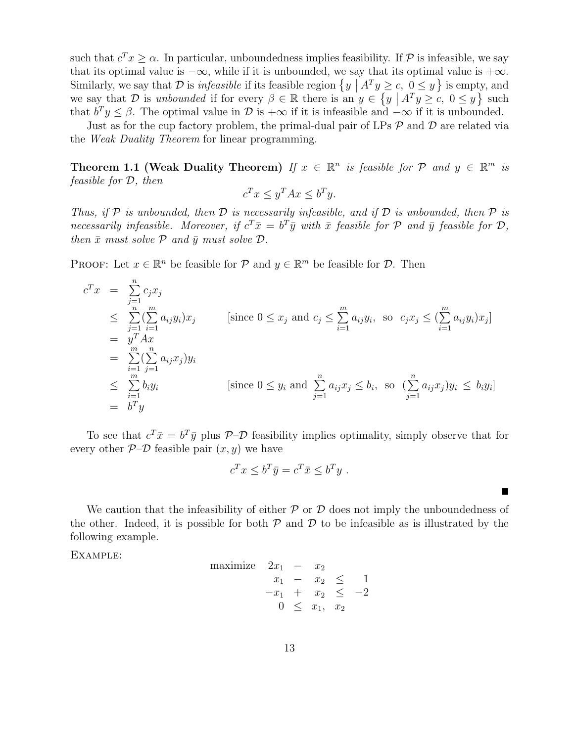such that $c^T x \geq \alpha$. In particular, unboundedness implies feasibility. If $\mathcal{P}$ is infeasible, we say that its optimal value is $-\infty$, while if it is unbounded, we say that its optimal value is $+\infty$. Similarly, we say that $\mathcal{D}$ is *infeasible* if its feasible region $\{y \mid A^T y \geq c,\ 0 \leq y\}$ is empty, and we say that $\mathcal{D}$ is *unbounded* if for every $\beta \in \mathbb{R}$ there is an $y \in \{y \mid A^T y \geq c,\ 0 \leq y\}$ such that $b^T y \leq \beta$. The optimal value in $\mathcal{D}$ is $+\infty$ if it is infeasible and $-\infty$ if it is unbounded.

Just as for the cup factory problem, the primal-dual pair of LPs $\mathcal{P}$ and $\mathcal{D}$ are related via the *Weak Duality Theorem* for linear programming.

**Theorem 1.1 (Weak Duality Theorem)** *If $x \in \mathbb{R}^n$ is feasible for $\mathcal{P}$ and $y \in \mathbb{R}^m$ is feasible for $\mathcal{D}$, then*

$$c^T x \leq y^T A x \leq b^T y.$$

*Thus, if $\mathcal{P}$ is unbounded, then $\mathcal{D}$ is necessarily infeasible, and if $\mathcal{D}$ is unbounded, then $\mathcal{P}$ is necessarily infeasible. Moreover, if $c^T \bar{x} = b^T \bar{y}$ with $\bar{x}$ feasible for $\mathcal{P}$ and $\bar{y}$ feasible for $\mathcal{D}$, then $\bar{x}$ must solve $\mathcal{P}$ and $\bar{y}$ must solve $\mathcal{D}$.*

Proof: Let $x \in \mathbb{R}^n$ be feasible for $\mathcal{P}$ and $y \in \mathbb{R}^m$ be feasible for $\mathcal{D}$. Then

$$
\begin{array}{rcll}
c^T x & = & \sum\limits_{j=1}^{n} c_j x_j & \\
& \leq & \sum\limits_{j=1}^{n} \left(\sum\limits_{i=1}^{m} a_{ij} y_i\right) x_j & \text{[since } 0 \leq x_j \text{ and } c_j \leq \sum\limits_{i=1}^{m} a_{ij} y_i, \text{ so } c_j x_j \leq \left(\sum\limits_{i=1}^{m} a_{ij} y_i\right) x_j] \\
& = & y^T A x & \\
& = & \sum\limits_{i=1}^{m} \left(\sum\limits_{j=1}^{n} a_{ij} x_j\right) y_i & \\
& \leq & \sum\limits_{i=1}^{m} b_i y_i & \text{[since } 0 \leq y_i \text{ and } \sum\limits_{j=1}^{n} a_{ij} x_j \leq b_i, \text{ so } \left(\sum\limits_{j=1}^{n} a_{ij} x_j\right) y_i \leq b_i y_i] \\
& = & b^T y &
\end{array}
$$

To see that $c^T \bar{x} = b^T \bar{y}$ plus $\mathcal{P}$–$\mathcal{D}$ feasibility implies optimality, simply observe that for every other $\mathcal{P}$–$\mathcal{D}$ feasible pair $(x, y)$ we have

$$c^T x \leq b^T \bar{y} = c^T \bar{x} \leq b^T y\ .$$

■

We caution that the infeasibility of either $\mathcal{P}$ or $\mathcal{D}$ does not imply the unboundedness of the other. Indeed, it is possible for both $\mathcal{P}$ and $\mathcal{D}$ to be infeasible as is illustrated by the following example.

Example:

$$
\begin{array}{rrcrcr}
\text{maximize} & 2x_1 & - & x_2 & & \\
& x_1 & - & x_2 & \leq & 1 \\
& -x_1 & + & x_2 & \leq & -2 \\
& 0 & \leq & x_1, & x_2 &
\end{array}
$$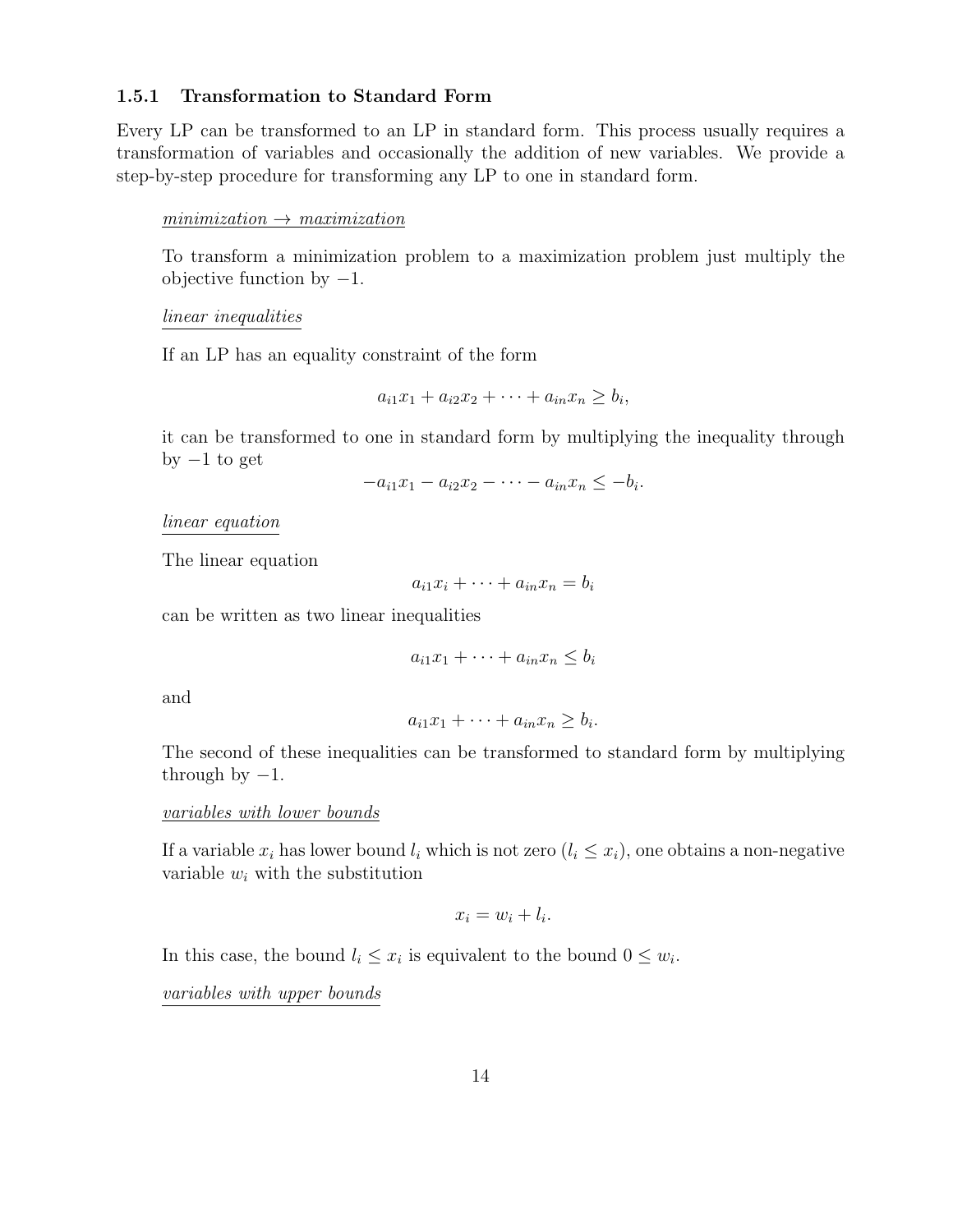### 1.5.1 Transformation to Standard Form

Every LP can be transformed to an LP in standard form. This process usually requires a transformation of variables and occasionally the addition of new variables. We provide a step-by-step procedure for transforming any LP to one in standard form.

*minimization $\to$ maximization*

To transform a minimization problem to a maximization problem just multiply the objective function by $-1$.

*linear inequalities*

If an LP has an equality constraint of the form

$$a_{i1}x_1 + a_{i2}x_2 + \cdots + a_{in}x_n \geq b_i,$$

it can be transformed to one in standard form by multiplying the inequality through by $-1$ to get

$$-a_{i1}x_1 - a_{i2}x_2 - \cdots - a_{in}x_n \leq -b_i.$$

*linear equation*

The linear equation

$$a_{i1}x_i + \cdots + a_{in}x_n = b_i$$

can be written as two linear inequalities

$$a_{i1}x_1 + \cdots + a_{in}x_n \leq b_i$$

and

$$a_{i1}x_1 + \cdots + a_{in}x_n \geq b_i.$$

The second of these inequalities can be transformed to standard form by multiplying through by $-1$.

*variables with lower bounds*

If a variable $x_i$ has lower bound $l_i$ which is not zero ($l_i \leq x_i$), one obtains a non-negative variable $w_i$ with the substitution

$$x_i = w_i + l_i.$$

In this case, the bound $l_i \leq x_i$ is equivalent to the bound $0 \leq w_i$.

*variables with upper bounds*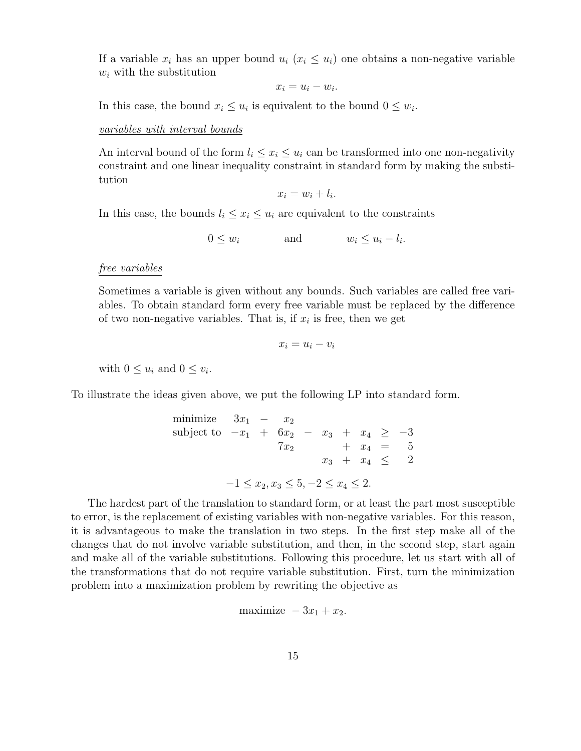If a variable $x_i$ has an upper bound $u_i$ ($x_i \leq u_i$) one obtains a non-negative variable $w_i$ with the substitution

$$x_i = u_i - w_i.$$

In this case, the bound $x_i \leq u_i$ is equivalent to the bound $0 \leq w_i$.

<u>*variables with interval bounds*</u>

An interval bound of the form $l_i \leq x_i \leq u_i$ can be transformed into one non-negativity constraint and one linear inequality constraint in standard form by making the substitution

$$x_i = w_i + l_i.$$

In this case, the bounds $l_i \leq x_i \leq u_i$ are equivalent to the constraints

$$0 \leq w_i \qquad \text{and} \qquad w_i \leq u_i - l_i.$$

<u>*free variables*</u>

Sometimes a variable is given without any bounds. Such variables are called free variables. To obtain standard form every free variable must be replaced by the difference of two non-negative variables. That is, if $x_i$ is free, then we get

$$x_i = u_i - v_i$$

with $0 \leq u_i$ and $0 \leq v_i$.

To illustrate the ideas given above, we put the following LP into standard form.

$$\begin{array}{lrcrcrcrcr}
\text{minimize} & 3x_1 & - & x_2 & & & & & & \\
\text{subject to} & -x_1 & + & 6x_2 & - & x_3 & + & x_4 & \geq & -3 \\
 & & & 7x_2 & & & + & x_4 & = & 5 \\
 & & & & & x_3 & + & x_4 & \leq & 2
\end{array}$$

$$-1 \leq x_2, x_3 \leq 5, -2 \leq x_4 \leq 2.$$

The hardest part of the translation to standard form, or at least the part most susceptible to error, is the replacement of existing variables with non-negative variables. For this reason, it is advantageous to make the translation in two steps. In the first step make all of the changes that do not involve variable substitution, and then, in the second step, start again and make all of the variable substitutions. Following this procedure, let us start with all of the transformations that do not require variable substitution. First, turn the minimization problem into a maximization problem by rewriting the objective as

$$\text{maximize } -3x_1 + x_2.$$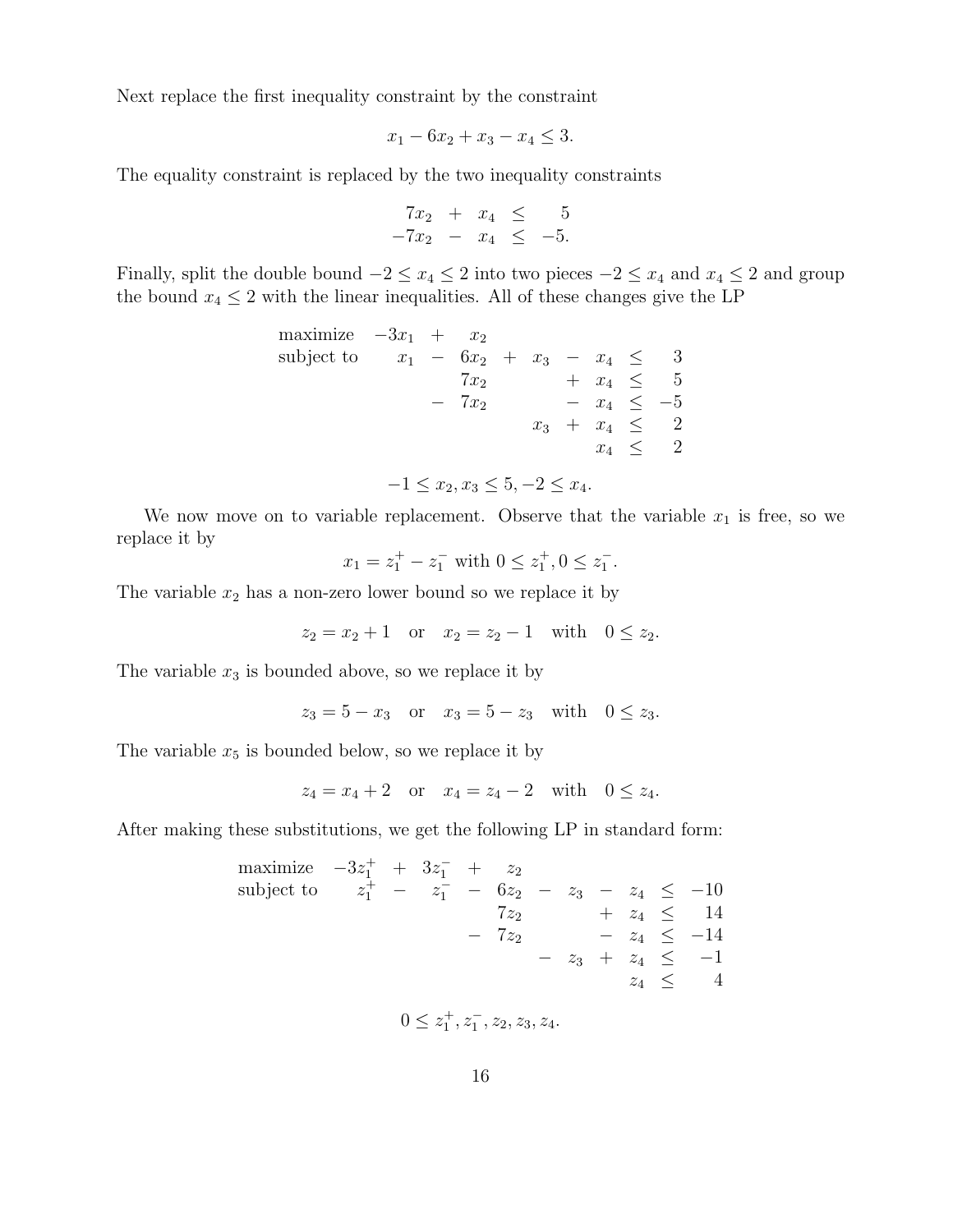Next replace the first inequality constraint by the constraint

$$x_1 - 6x_2 + x_3 - x_4 \leq 3.$$

The equality constraint is replaced by the two inequality constraints

$$\begin{array}{rcrcr} 7x_2 & + & x_4 & \leq & 5 \\ -7x_2 & - & x_4 & \leq & -5. \end{array}$$

Finally, split the double bound $-2 \leq x_4 \leq 2$ into two pieces $-2 \leq x_4$ and $x_4 \leq 2$ and group the bound $x_4 \leq 2$ with the linear inequalities. All of these changes give the LP

$$\begin{array}{lrcrcrcrcr} \text{maximize} & -3x_1 & + & x_2 & & & & & & \\ \text{subject to} & x_1 & - & 6x_2 & + & x_3 & - & x_4 & \leq & 3 \\ & & & 7x_2 & & & + & x_4 & \leq & 5 \\ & & - & 7x_2 & & & - & x_4 & \leq & -5 \\ & & & & & x_3 & + & x_4 & \leq & 2 \\ & & & & & & & x_4 & \leq & 2 \end{array}$$

$$-1 \leq x_2, x_3 \leq 5, -2 \leq x_4.$$

We now move on to variable replacement. Observe that the variable $x_1$ is free, so we replace it by

$$x_1 = z_1^+ - z_1^- \text{ with } 0 \leq z_1^+, 0 \leq z_1^-.$$

The variable $x_2$ has a non-zero lower bound so we replace it by

$$z_2 = x_2 + 1 \quad \text{or} \quad x_2 = z_2 - 1 \quad \text{with} \quad 0 \leq z_2.$$

The variable $x_3$ is bounded above, so we replace it by

$$z_3 = 5 - x_3 \quad \text{or} \quad x_3 = 5 - z_3 \quad \text{with} \quad 0 \leq z_3.$$

The variable $x_5$ is bounded below, so we replace it by

$$z_4 = x_4 + 2 \quad \text{or} \quad x_4 = z_4 - 2 \quad \text{with} \quad 0 \leq z_4.$$

After making these substitutions, we get the following LP in standard form:

$$\begin{array}{lrcrcrcrcrcr} \text{maximize} & -3z_1^+ & + & 3z_1^- & + & z_2 & & & & & & \\ \text{subject to} & z_1^+ & - & z_1^- & - & 6z_2 & - & z_3 & - & z_4 & \leq & -10 \\ & & & & & 7z_2 & & & + & z_4 & \leq & 14 \\ & & & & - & 7z_2 & & & - & z_4 & \leq & -14 \\ & & & & & & - & z_3 & + & z_4 & \leq & -1 \\ & & & & & & & & & z_4 & \leq & 4 \end{array}$$

$$0 \leq z_1^+, z_1^-, z_2, z_3, z_4.$$